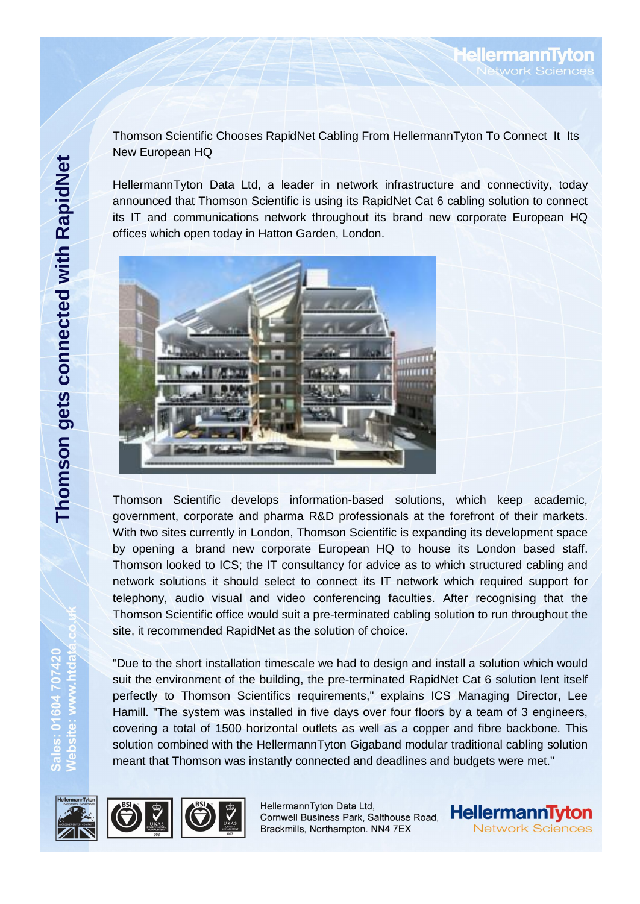# Thomson gets connected with RapidNet

Thomson Scientific Chooses RapidNet Cabling From HellermannTyton To Connect It Its New European HQ

HellermannTyton Data Ltd, a leader in network infrastructure and connectivity, today announced that Thomson Scientific is using its RapidNet Cat 6 cabling solution to connect its IT and communications network throughout its brand new corporate European HQ offices which open today in Hatton Garden, London.

Thomson Scientific develops information-based solutions, which keep academic, government, corporate and pharma R&D professionals at the forefront of their markets. With two sites currently in London, Thomson Scientific is expanding its development space by opening a brand new corporate European HQ to house its London based staff. Thomson looked to ICS; the IT consultancy for advice as to which structured cabling and network solutions it should select to connect its IT network which required support for telephony, audio visual and video conferencing faculties. After recognising that the Thomson Scientific office would suit a pre-terminated cabling solution to run throughout the site, it recommended RapidNet as the solution of choice.

"Due to the short installation timescale we had to design and install a solution which would suit the environment of the building, the pre-terminated RapidNet Cat 6 solution lent itself perfectly to Thomson Scientifics requirements," explains ICS Managing Director, Lee Hamill. "The system was installed in five days over four floors by a team of 3 engineers, covering a total of 1500 horizontal outlets as well as a copper and fibre backbone. This solution combined with the HellermannTyton Gigaband modular traditional cabling solution meant that Thomson was instantly connected and deadlines and budgets were met."

Sales: 01604 707420
Website: www.htdata.co.uk

HellermannTyton Data Ltd,
Cornwell Business Park, Salthouse Road,
Brackmills, Northampton. NN4 7EX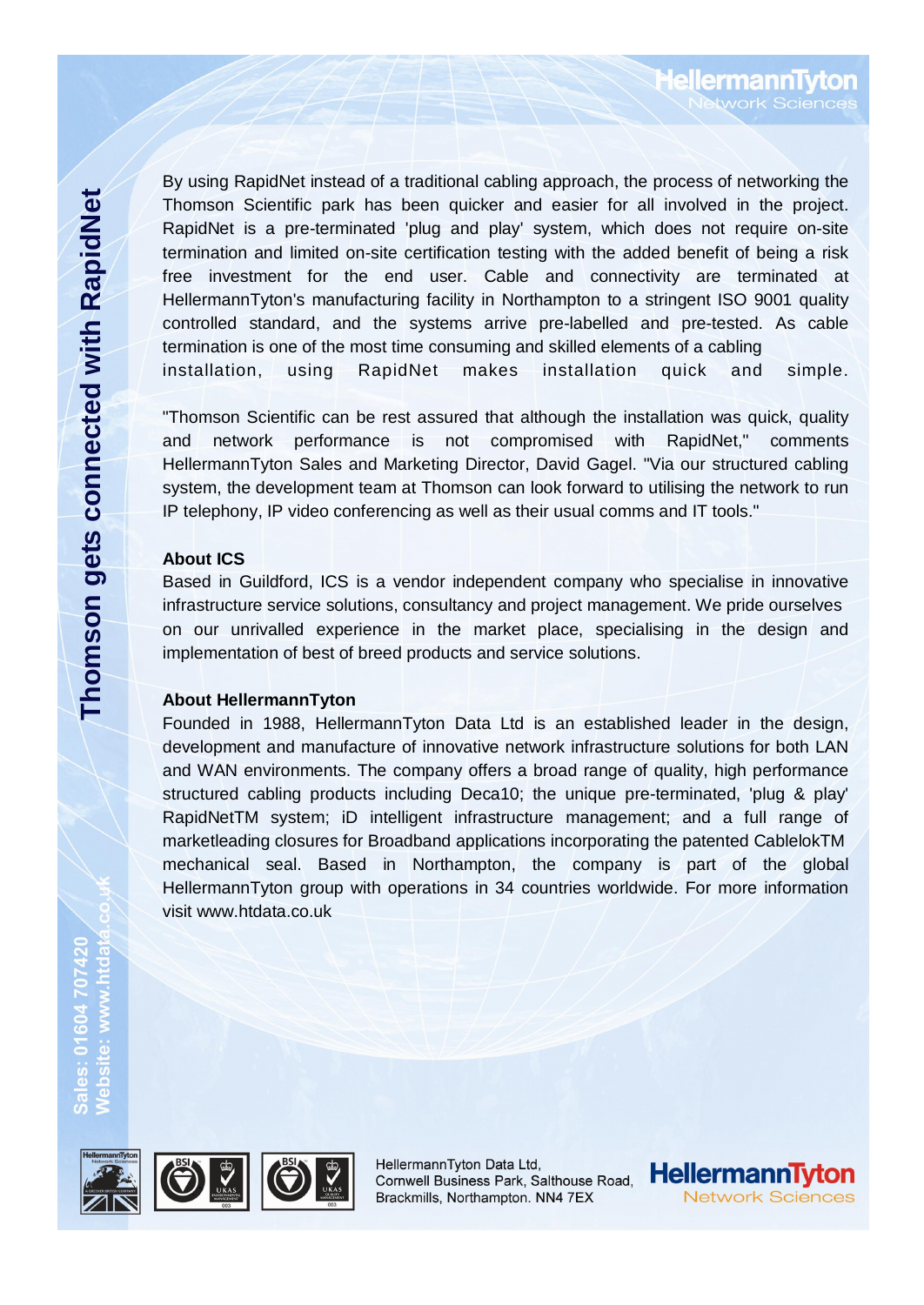By using RapidNet instead of a traditional cabling approach, the process of networking the Thomson Scientific park has been quicker and easier for all involved in the project. RapidNet is a pre-terminated 'plug and play' system, which does not require on-site termination and limited on-site certification testing with the added benefit of being a risk free investment for the end user. Cable and connectivity are terminated at HellermannTyton's manufacturing facility in Northampton to a stringent ISO 9001 quality controlled standard, and the systems arrive pre-labelled and pre-tested. As cable termination is one of the most time consuming and skilled elements of a cabling installation, using RapidNet makes installation quick and simple.

"Thomson Scientific can be rest assured that although the installation was quick, quality and network performance is not compromised with RapidNet," comments HellermannTyton Sales and Marketing Director, David Gagel. "Via our structured cabling system, the development team at Thomson can look forward to utilising the network to run IP telephony, IP video conferencing as well as their usual comms and IT tools."

**About ICS**

Based in Guildford, ICS is a vendor independent company who specialise in innovative infrastructure service solutions, consultancy and project management. We pride ourselves on our unrivalled experience in the market place, specialising in the design and implementation of best of breed products and service solutions.

**About HellermannTyton**

Founded in 1988, HellermannTyton Data Ltd is an established leader in the design, development and manufacture of innovative network infrastructure solutions for both LAN and WAN environments. The company offers a broad range of quality, high performance structured cabling products including Deca10; the unique pre-terminated, 'plug & play' RapidNetTM system; iD intelligent infrastructure management; and a full range of marketleading closures for Broadband applications incorporating the patented CablelokTM mechanical seal. Based in Northampton, the company is part of the global HellermannTyton group with operations in 34 countries worldwide. For more information visit www.htdata.co.uk

HellermannTyton Data Ltd,
Cornwell Business Park, Salthouse Road,
Brackmills, Northampton. NN4 7EX